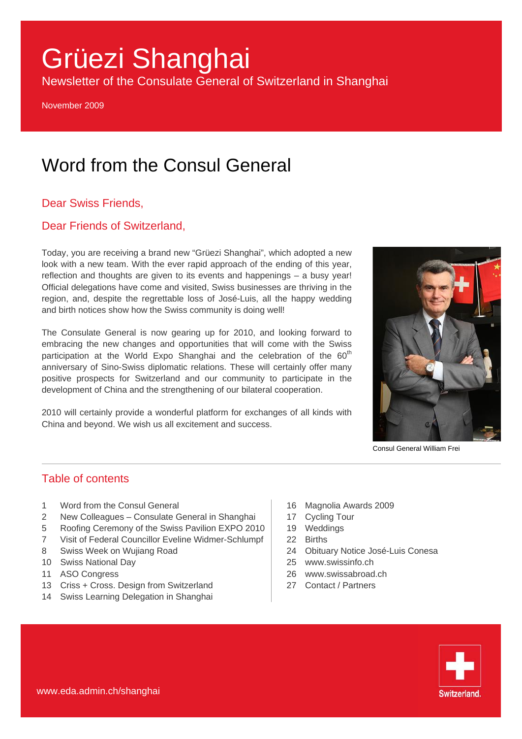# Grüezi Shanghai

Newsletter of the Consulate General of Switzerland in Shanghai

November 2009

## Word from the Consul General

### Dear Swiss Friends,

### Dear Friends of Switzerland,

Today, you are receiving a brand new "Grüezi Shanghai", which adopted a new look with a new team. With the ever rapid approach of the ending of this year, reflection and thoughts are given to its events and happenings – a busy year! Official delegations have come and visited, Swiss businesses are thriving in the region, and, despite the regrettable loss of José-Luis, all the happy wedding and birth notices show how the Swiss community is doing well!

The Consulate General is now gearing up for 2010, and looking forward to embracing the new changes and opportunities that will come with the Swiss participation at the World Expo Shanghai and the celebration of the 60th anniversary of Sino-Swiss diplomatic relations. These will certainly offer many positive prospects for Switzerland and our community to participate in the development of China and the strengthening of our bilateral cooperation.

2010 will certainly provide a wonderful platform for exchanges of all kinds with China and beyond. We wish us all excitement and success.

Consul General William Frei

## Table of contents

- 1 Word from the Consul General
- 2 New Colleagues – Consulate General in Shanghai
- 5 Roofing Ceremony of the Swiss Pavilion EXPO 2010
- 7 Visit of Federal Councillor Eveline Widmer-Schlumpf
- 8 Swiss Week on Wujiang Road
- 10 Swiss National Day
- 11 ASO Congress
- 13 Criss + Cross. Design from Switzerland
- 14 Swiss Learning Delegation in Shanghai
- 16 Magnolia Awards 2009
- 17 Cycling Tour
- 19 Weddings
- 22 Births
- 24 Obituary Notice José-Luis Conesa
- 25 www.swissinfo.ch
- 26 www.swissabroad.ch
- 27 Contact / Partners

www.eda.admin.ch/shanghai

Switzerland.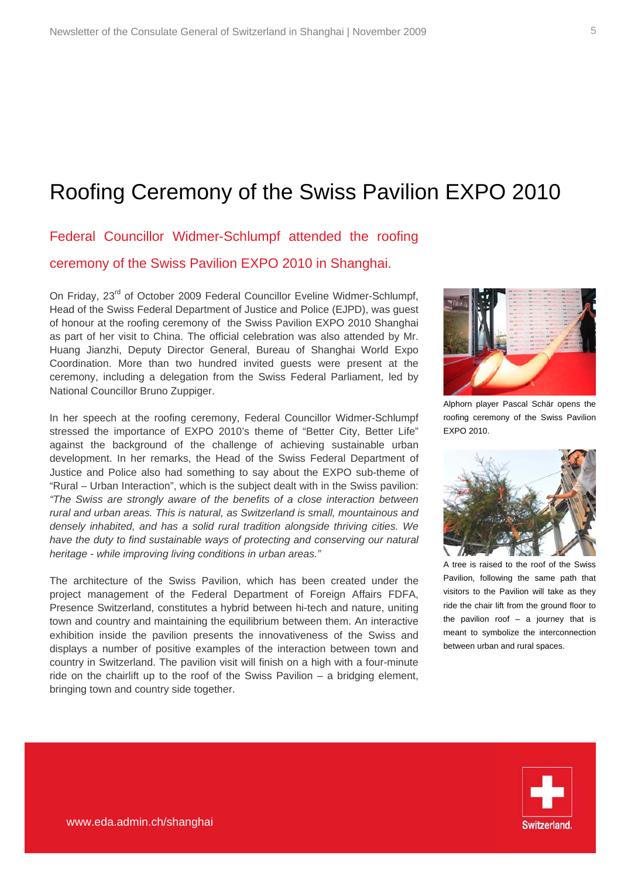# Roofing Ceremony of the Swiss Pavilion EXPO 2010

## Federal Councillor Widmer-Schlumpf attended the roofing ceremony of the Swiss Pavilion EXPO 2010 in Shanghai.

On Friday, 23rd of October 2009 Federal Councillor Eveline Widmer-Schlumpf, Head of the Swiss Federal Department of Justice and Police (EJPD), was guest of honour at the roofing ceremony of the Swiss Pavilion EXPO 2010 Shanghai as part of her visit to China. The official celebration was also attended by Mr. Huang Jianzhi, Deputy Director General, Bureau of Shanghai World Expo Coordination. More than two hundred invited guests were present at the ceremony, including a delegation from the Swiss Federal Parliament, led by National Councillor Bruno Zuppiger.

In her speech at the roofing ceremony, Federal Councillor Widmer-Schlumpf stressed the importance of EXPO 2010's theme of "Better City, Better Life" against the background of the challenge of achieving sustainable urban development. In her remarks, the Head of the Swiss Federal Department of Justice and Police also had something to say about the EXPO sub-theme of "Rural – Urban Interaction", which is the subject dealt with in the Swiss pavilion: *"The Swiss are strongly aware of the benefits of a close interaction between rural and urban areas. This is natural, as Switzerland is small, mountainous and densely inhabited, and has a solid rural tradition alongside thriving cities. We have the duty to find sustainable ways of protecting and conserving our natural heritage - while improving living conditions in urban areas."*

The architecture of the Swiss Pavilion, which has been created under the project management of the Federal Department of Foreign Affairs FDFA, Presence Switzerland, constitutes a hybrid between hi-tech and nature, uniting town and country and maintaining the equilibrium between them. An interactive exhibition inside the pavilion presents the innovativeness of the Swiss and displays a number of positive examples of the interaction between town and country in Switzerland. The pavilion visit will finish on a high with a four-minute ride on the chairlift up to the roof of the Swiss Pavilion – a bridging element, bringing town and country side together.

Alphorn player Pascal Schär opens the roofing ceremony of the Swiss Pavilion EXPO 2010.

A tree is raised to the roof of the Swiss Pavilion, following the same path that visitors to the Pavilion will take as they ride the chair lift from the ground floor to the pavilion roof – a journey that is meant to symbolize the interconnection between urban and rural spaces.

www.eda.admin.ch/shanghai

Switzerland.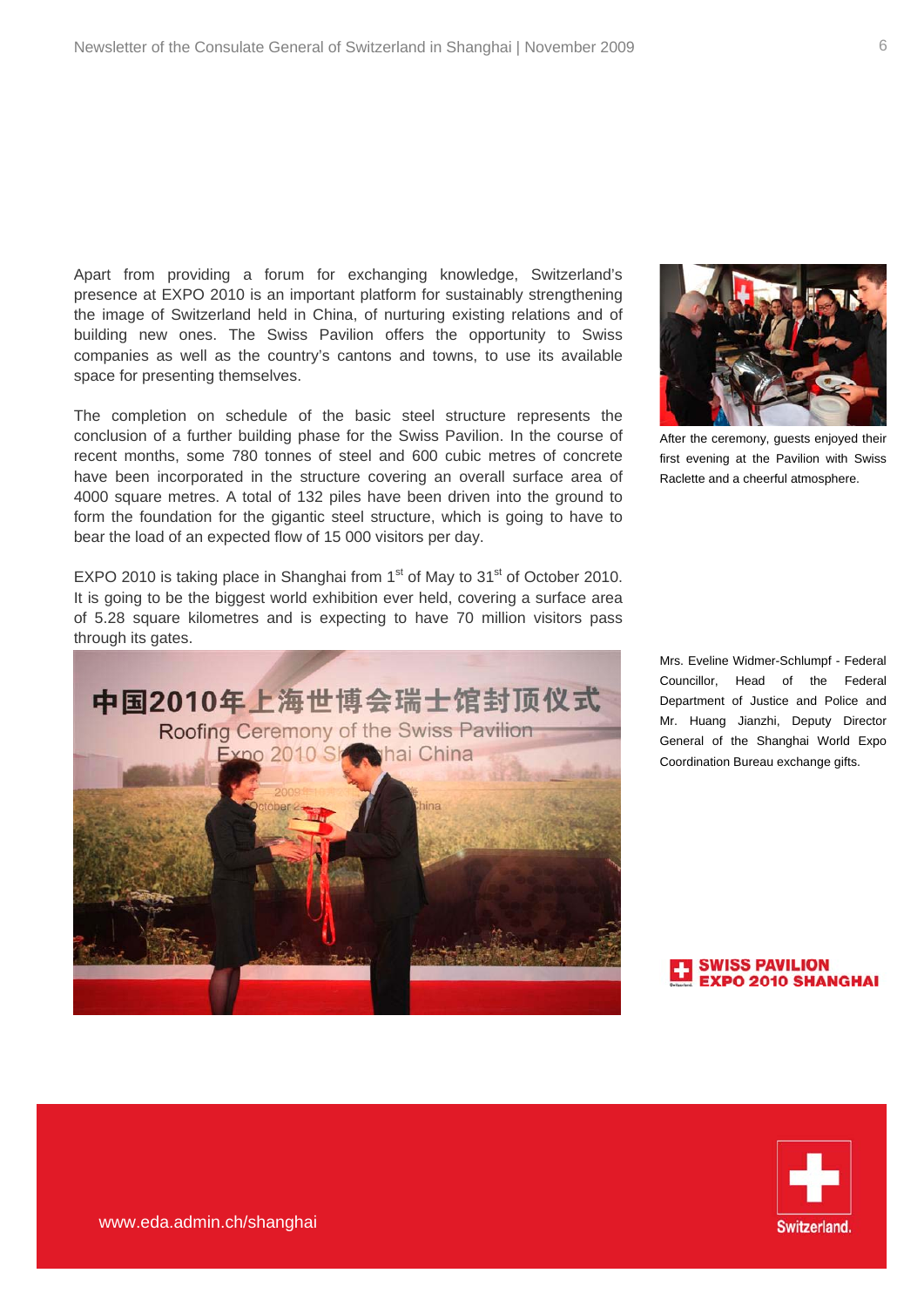Apart from providing a forum for exchanging knowledge, Switzerland's presence at EXPO 2010 is an important platform for sustainably strengthening the image of Switzerland held in China, of nurturing existing relations and of building new ones. The Swiss Pavilion offers the opportunity to Swiss companies as well as the country's cantons and towns, to use its available space for presenting themselves.

The completion on schedule of the basic steel structure represents the conclusion of a further building phase for the Swiss Pavilion. In the course of recent months, some 780 tonnes of steel and 600 cubic metres of concrete have been incorporated in the structure covering an overall surface area of 4000 square metres. A total of 132 piles have been driven into the ground to form the foundation for the gigantic steel structure, which is going to have to bear the load of an expected flow of 15 000 visitors per day.

EXPO 2010 is taking place in Shanghai from 1st of May to 31st of October 2010. It is going to be the biggest world exhibition ever held, covering a surface area of 5.28 square kilometres and is expecting to have 70 million visitors pass through its gates.

After the ceremony, guests enjoyed their first evening at the Pavilion with Swiss Raclette and a cheerful atmosphere.

Mrs. Eveline Widmer-Schlumpf - Federal Councillor, Head of the Federal Department of Justice and Police and Mr. Huang Jianzhi, Deputy Director General of the Shanghai World Expo Coordination Bureau exchange gifts.

SWISS PAVILION EXPO 2010 SHANGHAI

www.eda.admin.ch/shanghai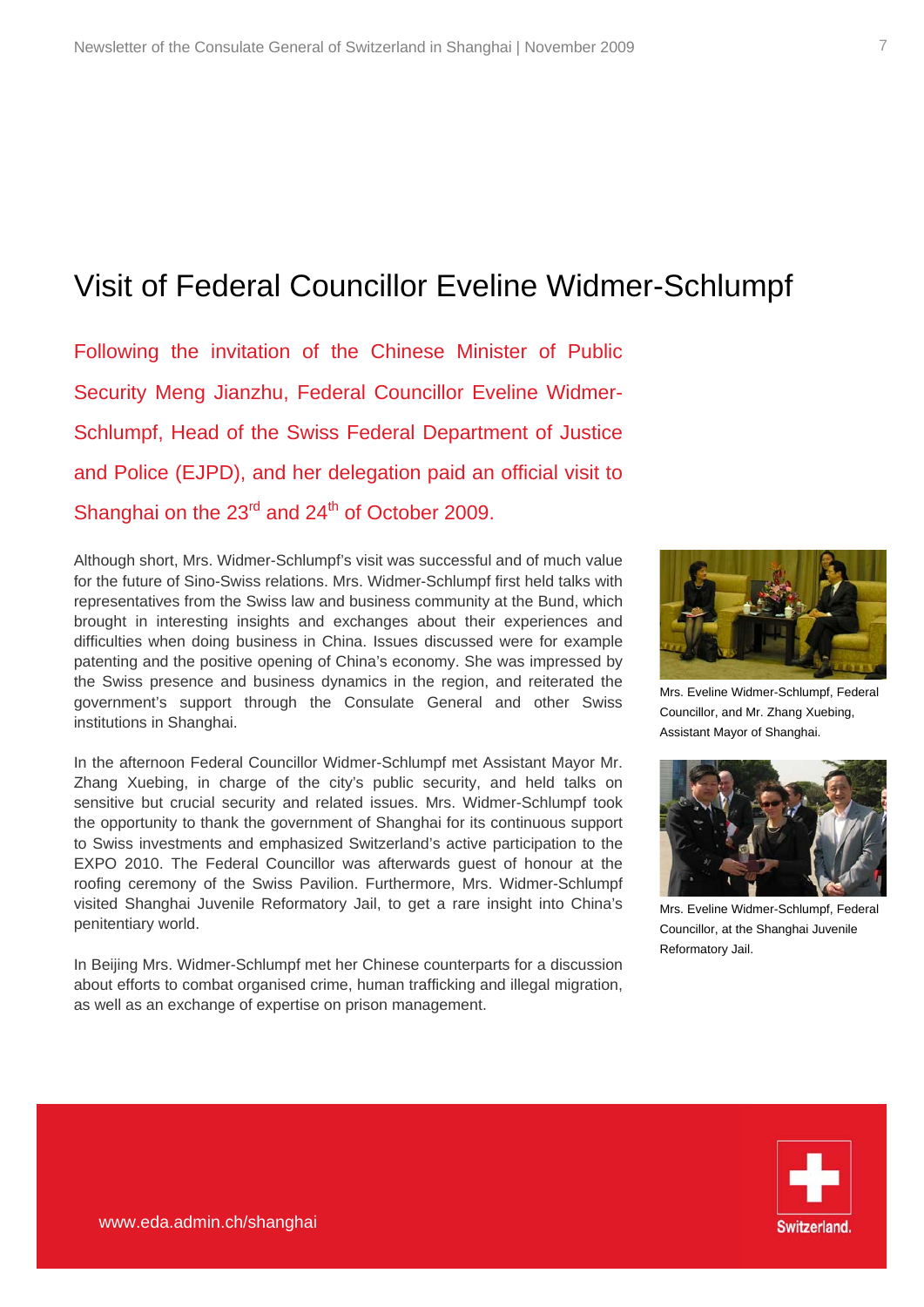# Visit of Federal Councillor Eveline Widmer-Schlumpf

Following the invitation of the Chinese Minister of Public Security Meng Jianzhu, Federal Councillor Eveline Widmer-Schlumpf, Head of the Swiss Federal Department of Justice and Police (EJPD), and her delegation paid an official visit to Shanghai on the 23rd and 24th of October 2009.

Although short, Mrs. Widmer-Schlumpf's visit was successful and of much value for the future of Sino-Swiss relations. Mrs. Widmer-Schlumpf first held talks with representatives from the Swiss law and business community at the Bund, which brought in interesting insights and exchanges about their experiences and difficulties when doing business in China. Issues discussed were for example patenting and the positive opening of China's economy. She was impressed by the Swiss presence and business dynamics in the region, and reiterated the government's support through the Consulate General and other Swiss institutions in Shanghai.

In the afternoon Federal Councillor Widmer-Schlumpf met Assistant Mayor Mr. Zhang Xuebing, in charge of the city's public security, and held talks on sensitive but crucial security and related issues. Mrs. Widmer-Schlumpf took the opportunity to thank the government of Shanghai for its continuous support to Swiss investments and emphasized Switzerland's active participation to the EXPO 2010. The Federal Councillor was afterwards guest of honour at the roofing ceremony of the Swiss Pavilion. Furthermore, Mrs. Widmer-Schlumpf visited Shanghai Juvenile Reformatory Jail, to get a rare insight into China's penitentiary world.

In Beijing Mrs. Widmer-Schlumpf met her Chinese counterparts for a discussion about efforts to combat organised crime, human trafficking and illegal migration, as well as an exchange of expertise on prison management.

Mrs. Eveline Widmer-Schlumpf, Federal Councillor, and Mr. Zhang Xuebing, Assistant Mayor of Shanghai.

Mrs. Eveline Widmer-Schlumpf, Federal Councillor, at the Shanghai Juvenile Reformatory Jail.

www.eda.admin.ch/shanghai

Switzerland.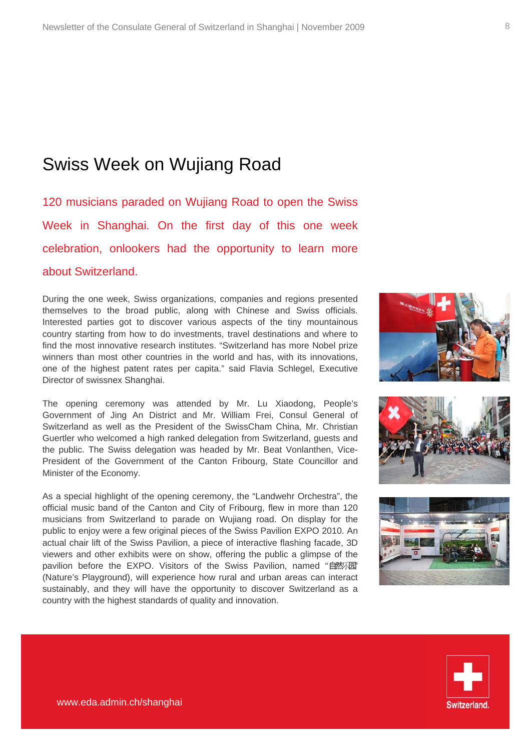# Swiss Week on Wujiang Road

120 musicians paraded on Wujiang Road to open the Swiss Week in Shanghai. On the first day of this one week celebration, onlookers had the opportunity to learn more about Switzerland.

During the one week, Swiss organizations, companies and regions presented themselves to the broad public, along with Chinese and Swiss officials. Interested parties got to discover various aspects of the tiny mountainous country starting from how to do investments, travel destinations and where to find the most innovative research institutes. "Switzerland has more Nobel prize winners than most other countries in the world and has, with its innovations, one of the highest patent rates per capita." said Flavia Schlegel, Executive Director of swissnex Shanghai.

The opening ceremony was attended by Mr. Lu Xiaodong, People's Government of Jing An District and Mr. William Frei, Consul General of Switzerland as well as the President of the SwissCham China, Mr. Christian Guertler who welcomed a high ranked delegation from Switzerland, guests and the public. The Swiss delegation was headed by Mr. Beat Vonlanthen, Vice-President of the Government of the Canton Fribourg, State Councillor and Minister of the Economy.

As a special highlight of the opening ceremony, the "Landwehr Orchestra", the official music band of the Canton and City of Fribourg, flew in more than 120 musicians from Switzerland to parade on Wujiang road. On display for the public to enjoy were a few original pieces of the Swiss Pavilion EXPO 2010. An actual chair lift of the Swiss Pavilion, a piece of interactive flashing facade, 3D viewers and other exhibits were on show, offering the public a glimpse of the pavilion before the EXPO. Visitors of the Swiss Pavilion, named "自然乐园" (Nature's Playground), will experience how rural and urban areas can interact sustainably, and they will have the opportunity to discover Switzerland as a country with the highest standards of quality and innovation.

www.eda.admin.ch/shanghai

Switzerland.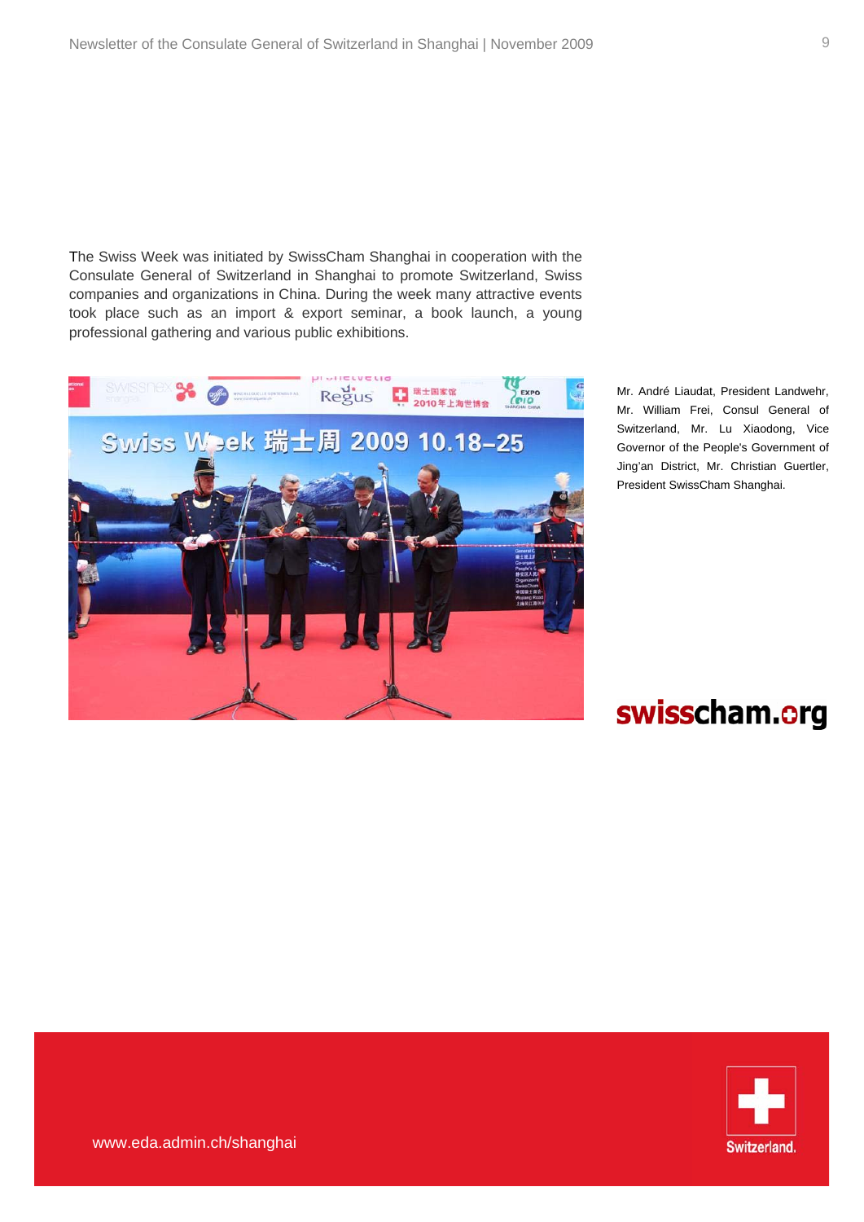The Swiss Week was initiated by SwissCham Shanghai in cooperation with the Consulate General of Switzerland in Shanghai to promote Switzerland, Swiss companies and organizations in China. During the week many attractive events took place such as an import & export seminar, a book launch, a young professional gathering and various public exhibitions.

Mr. André Liaudat, President Landwehr, Mr. William Frei, Consul General of Switzerland, Mr. Lu Xiaodong, Vice Governor of the People's Government of Jing'an District, Mr. Christian Guertler, President SwissCham Shanghai.

swisscham.org

www.eda.admin.ch/shanghai

Switzerland.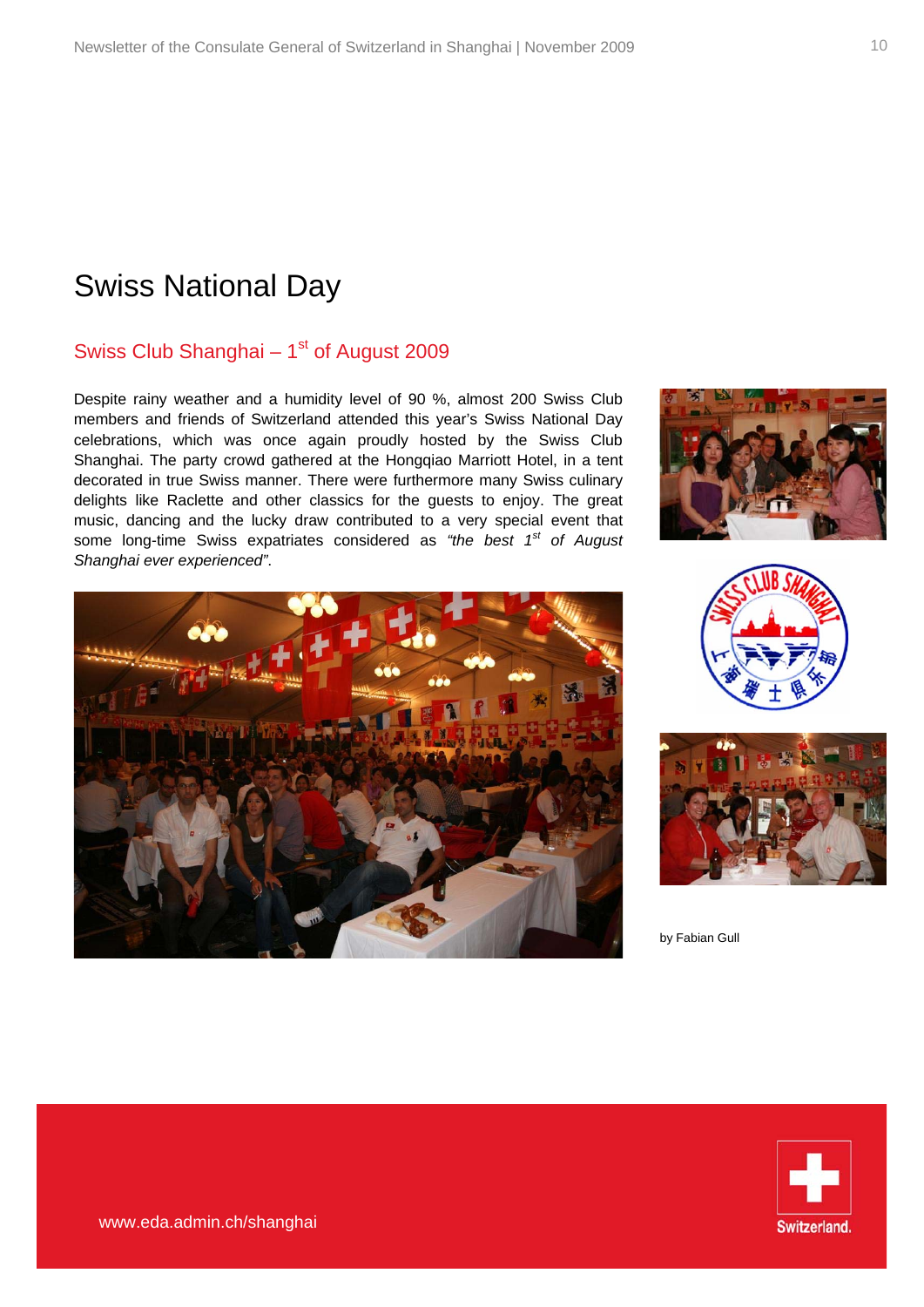# Swiss National Day

## Swiss Club Shanghai – 1st of August 2009

Despite rainy weather and a humidity level of 90 %, almost 200 Swiss Club members and friends of Switzerland attended this year's Swiss National Day celebrations, which was once again proudly hosted by the Swiss Club Shanghai. The party crowd gathered at the Hongqiao Marriott Hotel, in a tent decorated in true Swiss manner. There were furthermore many Swiss culinary delights like Raclette and other classics for the guests to enjoy. The great music, dancing and the lucky draw contributed to a very special event that some long-time Swiss expatriates considered as *"the best 1st of August Shanghai ever experienced"*.

by Fabian Gull

www.eda.admin.ch/shanghai

Switzerland.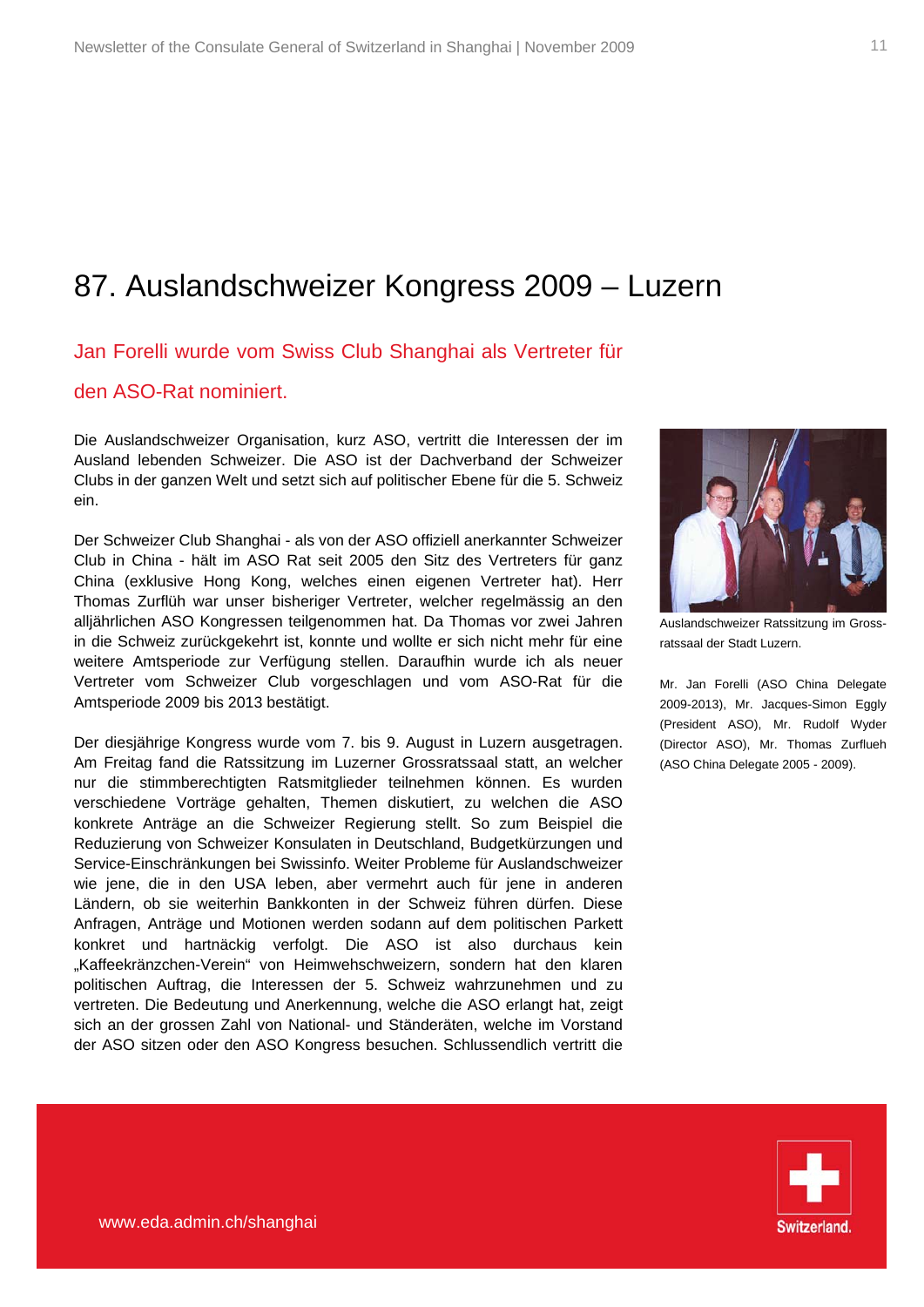# 87. Auslandschweizer Kongress 2009 – Luzern

## Jan Forelli wurde vom Swiss Club Shanghai als Vertreter für den ASO-Rat nominiert.

Die Auslandschweizer Organisation, kurz ASO, vertritt die Interessen der im Ausland lebenden Schweizer. Die ASO ist der Dachverband der Schweizer Clubs in der ganzen Welt und setzt sich auf politischer Ebene für die 5. Schweiz ein.

Der Schweizer Club Shanghai - als von der ASO offiziell anerkannter Schweizer Club in China - hält im ASO Rat seit 2005 den Sitz des Vertreters für ganz China (exklusive Hong Kong, welches einen eigenen Vertreter hat). Herr Thomas Zurflüh war unser bisheriger Vertreter, welcher regelmässig an den alljährlichen ASO Kongressen teilgenommen hat. Da Thomas vor zwei Jahren in die Schweiz zurückgekehrt ist, konnte und wollte er sich nicht mehr für eine weitere Amtsperiode zur Verfügung stellen. Daraufhin wurde ich als neuer Vertreter vom Schweizer Club vorgeschlagen und vom ASO-Rat für die Amtsperiode 2009 bis 2013 bestätigt.

Der diesjährige Kongress wurde vom 7. bis 9. August in Luzern ausgetragen. Am Freitag fand die Ratssitzung im Luzerner Grossratssaal statt, an welcher nur die stimmberechtigten Ratsmitglieder teilnehmen können. Es wurden verschiedene Vorträge gehalten, Themen diskutiert, zu welchen die ASO konkrete Anträge an die Schweizer Regierung stellt. So zum Beispiel die Reduzierung von Schweizer Konsulaten in Deutschland, Budgetkürzungen und Service-Einschränkungen bei Swissinfo. Weiter Probleme für Auslandschweizer wie jene, die in den USA leben, aber vermehrt auch für jene in anderen Ländern, ob sie weiterhin Bankkonten in der Schweiz führen dürfen. Diese Anfragen, Anträge und Motionen werden sodann auf dem politischen Parkett konkret und hartnäckig verfolgt. Die ASO ist also durchaus kein „Kaffeekränzchen-Verein" von Heimwehschweizern, sondern hat den klaren politischen Auftrag, die Interessen der 5. Schweiz wahrzunehmen und zu vertreten. Die Bedeutung und Anerkennung, welche die ASO erlangt hat, zeigt sich an der grossen Zahl von National- und Ständeräten, welche im Vorstand der ASO sitzen oder den ASO Kongress besuchen. Schlussendlich vertritt die

Auslandschweizer Ratssitzung im Grossratssaal der Stadt Luzern.

Mr. Jan Forelli (ASO China Delegate 2009-2013), Mr. Jacques-Simon Eggly (President ASO), Mr. Rudolf Wyder (Director ASO), Mr. Thomas Zurflueh (ASO China Delegate 2005 - 2009).

www.eda.admin.ch/shanghai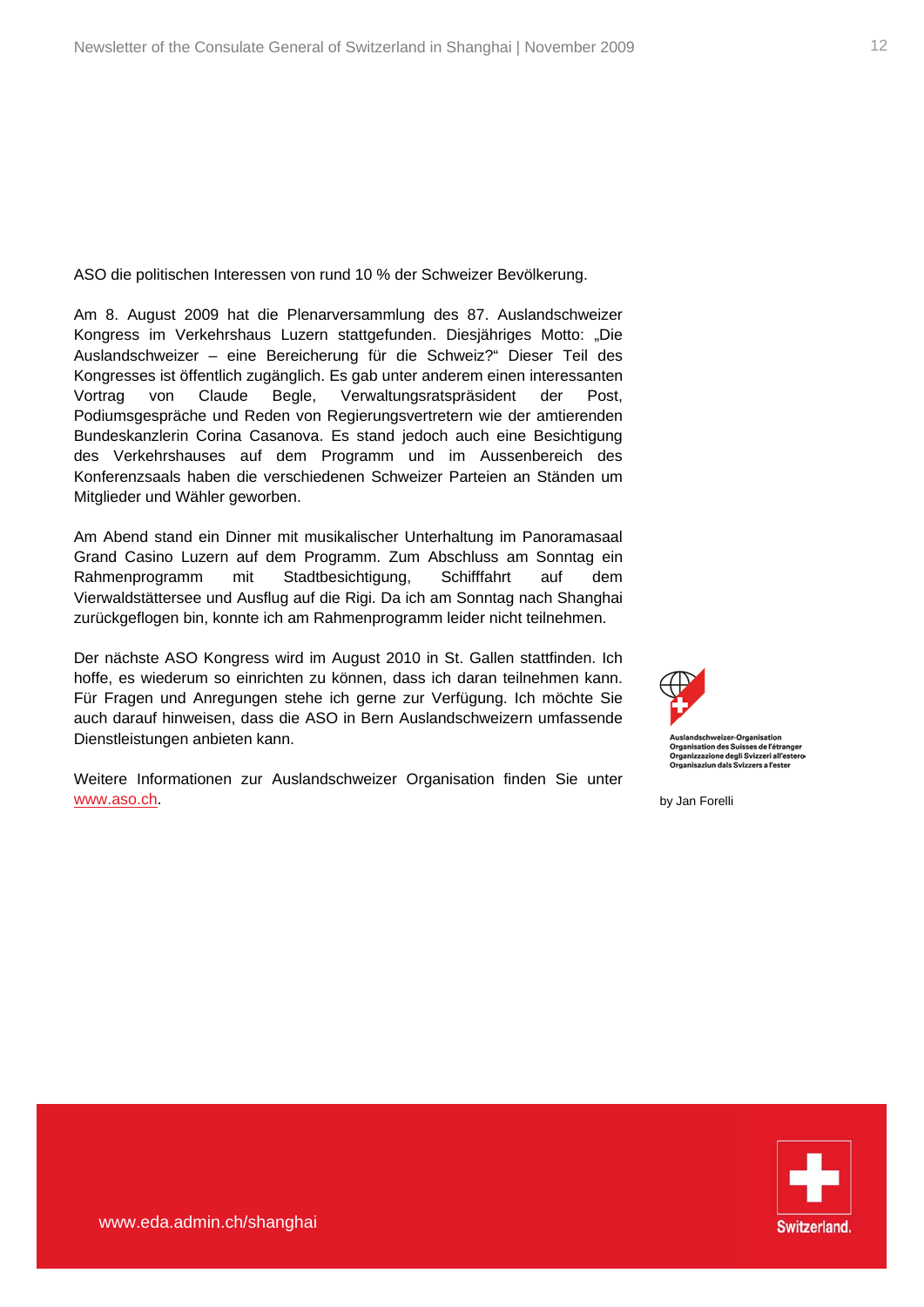ASO die politischen Interessen von rund 10 % der Schweizer Bevölkerung.

Am 8. August 2009 hat die Plenarversammlung des 87. Auslandschweizer Kongress im Verkehrshaus Luzern stattgefunden. Diesjähriges Motto: „Die Auslandschweizer – eine Bereicherung für die Schweiz?" Dieser Teil des Kongresses ist öffentlich zugänglich. Es gab unter anderem einen interessanten Vortrag von Claude Begle, Verwaltungsratspräsident der Post, Podiumsgespräche und Reden von Regierungsvertretern wie der amtierenden Bundeskanzlerin Corina Casanova. Es stand jedoch auch eine Besichtigung des Verkehrshauses auf dem Programm und im Aussenbereich des Konferenzsaals haben die verschiedenen Schweizer Parteien an Ständen um Mitglieder und Wähler geworben.

Am Abend stand ein Dinner mit musikalischer Unterhaltung im Panoramasaal Grand Casino Luzern auf dem Programm. Zum Abschluss am Sonntag ein Rahmenprogramm mit Stadtbesichtigung, Schifffahrt auf dem Vierwaldstättersee und Ausflug auf die Rigi. Da ich am Sonntag nach Shanghai zurückgeflogen bin, konnte ich am Rahmenprogramm leider nicht teilnehmen.

Der nächste ASO Kongress wird im August 2010 in St. Gallen stattfinden. Ich hoffe, es wiederum so einrichten zu können, dass ich daran teilnehmen kann. Für Fragen und Anregungen stehe ich gerne zur Verfügung. Ich möchte Sie auch darauf hinweisen, dass die ASO in Bern Auslandschweizern umfassende Dienstleistungen anbieten kann.

Weitere Informationen zur Auslandschweizer Organisation finden Sie unter www.aso.ch.

Auslandschweizer-Organisation
Organisation des Suisses de l'étranger
Organizzazione degli Svizzeri all'estero
Organisaziun dals Svizzers a l'ester

by Jan Forelli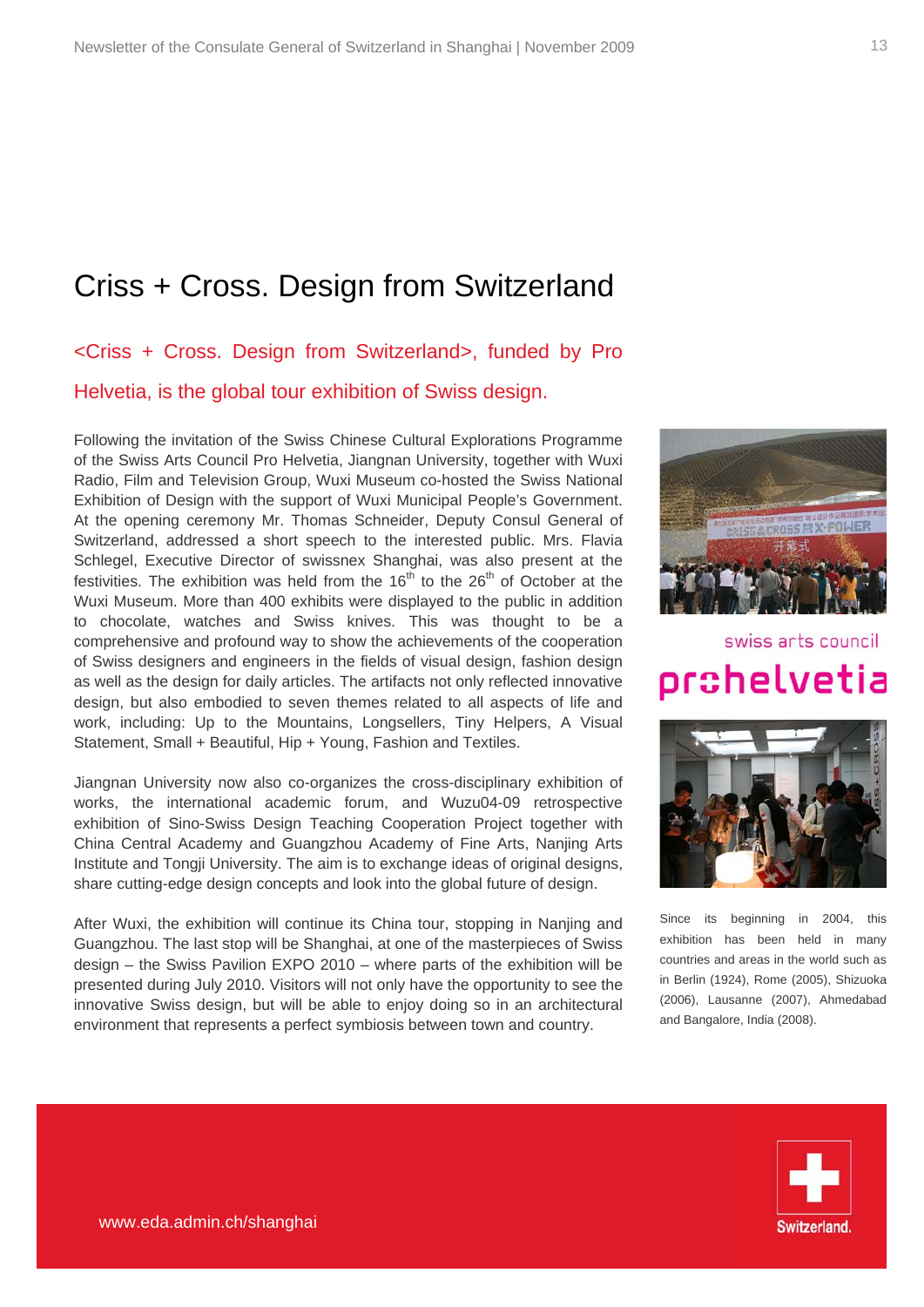# Criss + Cross. Design from Switzerland

## <Criss + Cross. Design from Switzerland>, funded by Pro Helvetia, is the global tour exhibition of Swiss design.

Following the invitation of the Swiss Chinese Cultural Explorations Programme of the Swiss Arts Council Pro Helvetia, Jiangnan University, together with Wuxi Radio, Film and Television Group, Wuxi Museum co-hosted the Swiss National Exhibition of Design with the support of Wuxi Municipal People's Government. At the opening ceremony Mr. Thomas Schneider, Deputy Consul General of Switzerland, addressed a short speech to the interested public. Mrs. Flavia Schlegel, Executive Director of swissnex Shanghai, was also present at the festivities. The exhibition was held from the 16th to the 26th of October at the Wuxi Museum. More than 400 exhibits were displayed to the public in addition to chocolate, watches and Swiss knives. This was thought to be a comprehensive and profound way to show the achievements of the cooperation of Swiss designers and engineers in the fields of visual design, fashion design as well as the design for daily articles. The artifacts not only reflected innovative design, but also embodied to seven themes related to all aspects of life and work, including: Up to the Mountains, Longsellers, Tiny Helpers, A Visual Statement, Small + Beautiful, Hip + Young, Fashion and Textiles.

Jiangnan University now also co-organizes the cross-disciplinary exhibition of works, the international academic forum, and Wuzu04-09 retrospective exhibition of Sino-Swiss Design Teaching Cooperation Project together with China Central Academy and Guangzhou Academy of Fine Arts, Nanjing Arts Institute and Tongji University. The aim is to exchange ideas of original designs, share cutting-edge design concepts and look into the global future of design.

After Wuxi, the exhibition will continue its China tour, stopping in Nanjing and Guangzhou. The last stop will be Shanghai, at one of the masterpieces of Swiss design – the Swiss Pavilion EXPO 2010 – where parts of the exhibition will be presented during July 2010. Visitors will not only have the opportunity to see the innovative Swiss design, but will be able to enjoy doing so in an architectural environment that represents a perfect symbiosis between town and country.

swiss arts council prohelvetia

Since its beginning in 2004, this exhibition has been held in many countries and areas in the world such as in Berlin (1924), Rome (2005), Shizuoka (2006), Lausanne (2007), Ahmedabad and Bangalore, India (2008).

www.eda.admin.ch/shanghai

Switzerland.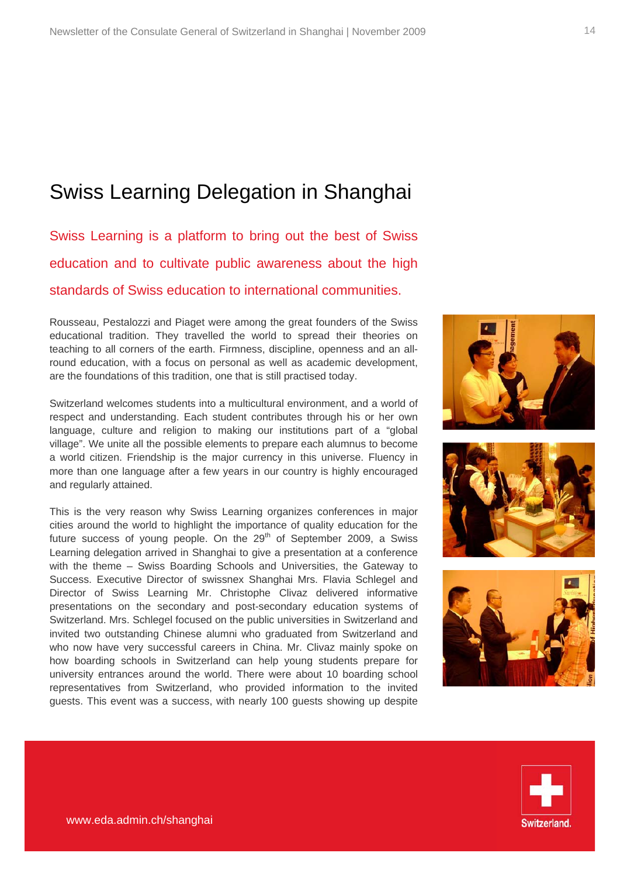# Swiss Learning Delegation in Shanghai

Swiss Learning is a platform to bring out the best of Swiss education and to cultivate public awareness about the high standards of Swiss education to international communities.

Rousseau, Pestalozzi and Piaget were among the great founders of the Swiss educational tradition. They travelled the world to spread their theories on teaching to all corners of the earth. Firmness, discipline, openness and an all-round education, with a focus on personal as well as academic development, are the foundations of this tradition, one that is still practised today.

Switzerland welcomes students into a multicultural environment, and a world of respect and understanding. Each student contributes through his or her own language, culture and religion to making our institutions part of a "global village". We unite all the possible elements to prepare each alumnus to become a world citizen. Friendship is the major currency in this universe. Fluency in more than one language after a few years in our country is highly encouraged and regularly attained.

This is the very reason why Swiss Learning organizes conferences in major cities around the world to highlight the importance of quality education for the future success of young people. On the 29th of September 2009, a Swiss Learning delegation arrived in Shanghai to give a presentation at a conference with the theme – Swiss Boarding Schools and Universities, the Gateway to Success. Executive Director of swissnex Shanghai Mrs. Flavia Schlegel and Director of Swiss Learning Mr. Christophe Clivaz delivered informative presentations on the secondary and post-secondary education systems of Switzerland. Mrs. Schlegel focused on the public universities in Switzerland and invited two outstanding Chinese alumni who graduated from Switzerland and who now have very successful careers in China. Mr. Clivaz mainly spoke on how boarding schools in Switzerland can help young students prepare for university entrances around the world. There were about 10 boarding school representatives from Switzerland, who provided information to the invited guests. This event was a success, with nearly 100 guests showing up despite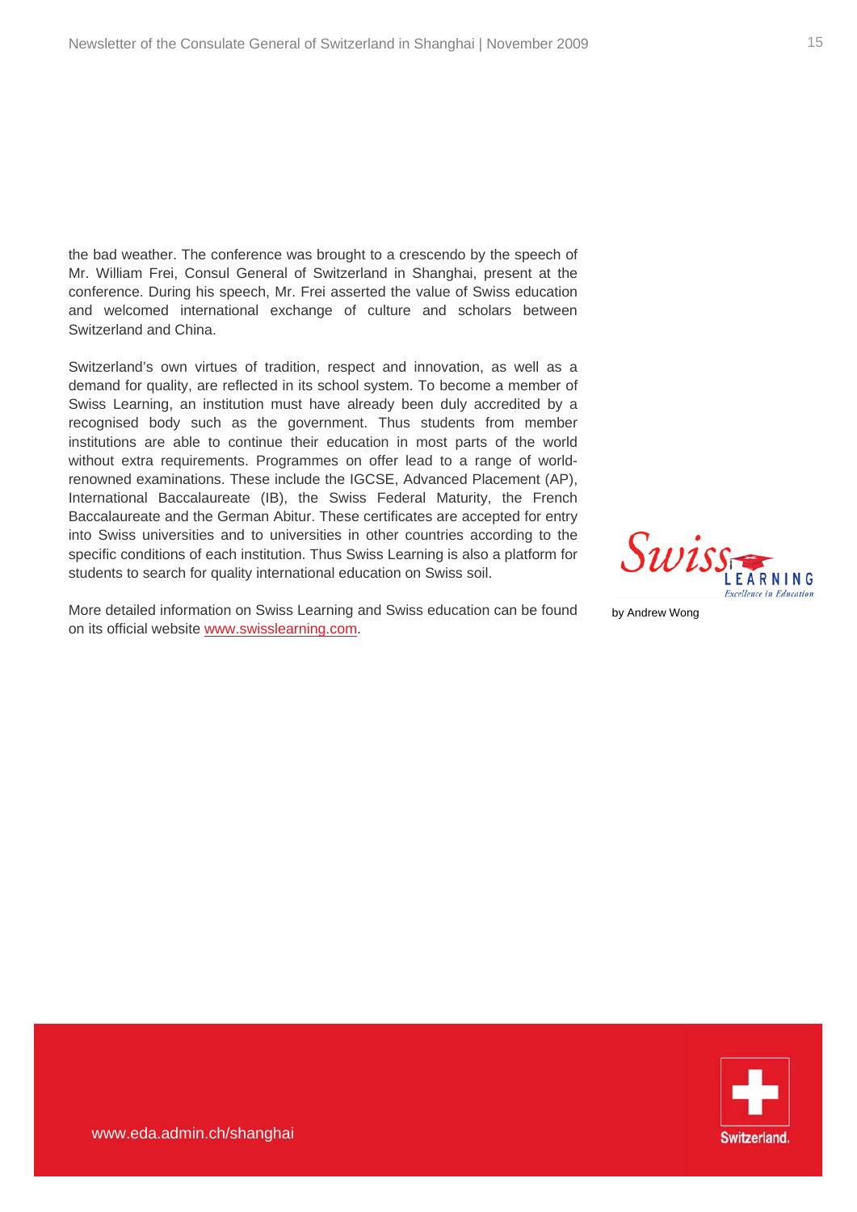the bad weather. The conference was brought to a crescendo by the speech of Mr. William Frei, Consul General of Switzerland in Shanghai, present at the conference. During his speech, Mr. Frei asserted the value of Swiss education and welcomed international exchange of culture and scholars between Switzerland and China.

Switzerland's own virtues of tradition, respect and innovation, as well as a demand for quality, are reflected in its school system. To become a member of Swiss Learning, an institution must have already been duly accredited by a recognised body such as the government. Thus students from member institutions are able to continue their education in most parts of the world without extra requirements. Programmes on offer lead to a range of world-renowned examinations. These include the IGCSE, Advanced Placement (AP), International Baccalaureate (IB), the Swiss Federal Maturity, the French Baccalaureate and the German Abitur. These certificates are accepted for entry into Swiss universities and to universities in other countries according to the specific conditions of each institution. Thus Swiss Learning is also a platform for students to search for quality international education on Swiss soil.

More detailed information on Swiss Learning and Swiss education can be found on its official website www.swisslearning.com.

by Andrew Wong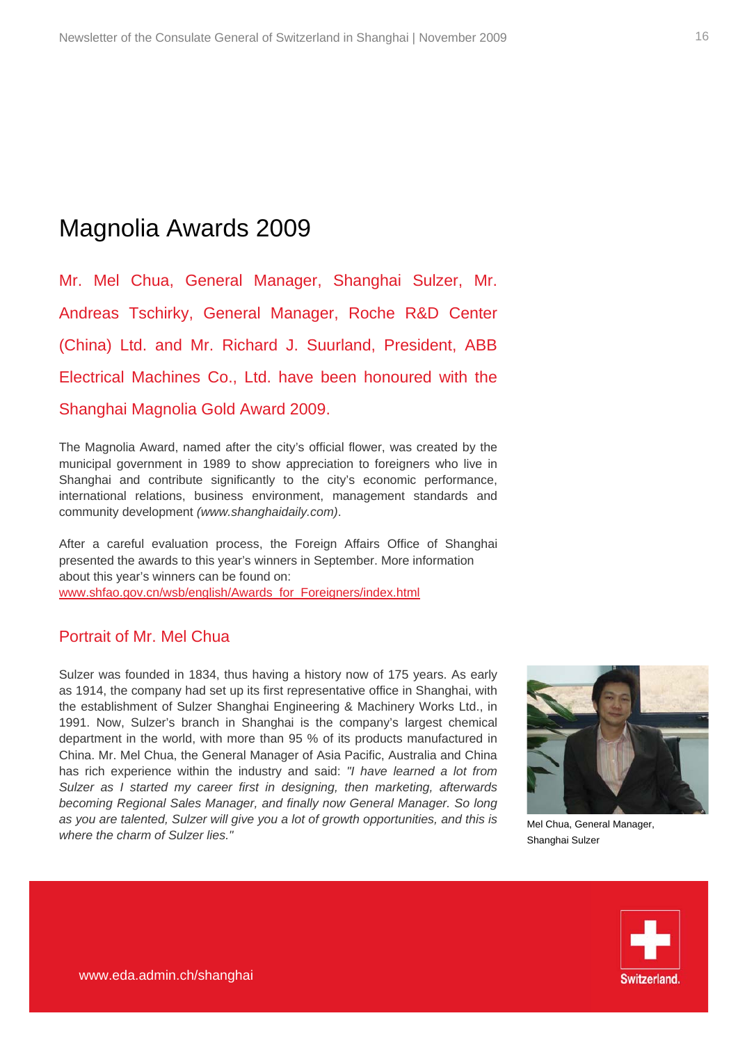# Magnolia Awards 2009

Mr. Mel Chua, General Manager, Shanghai Sulzer, Mr. Andreas Tschirky, General Manager, Roche R&D Center (China) Ltd. and Mr. Richard J. Suurland, President, ABB Electrical Machines Co., Ltd. have been honoured with the Shanghai Magnolia Gold Award 2009.

The Magnolia Award, named after the city's official flower, was created by the municipal government in 1989 to show appreciation to foreigners who live in Shanghai and contribute significantly to the city's economic performance, international relations, business environment, management standards and community development *(www.shanghaidaily.com)*.

After a careful evaluation process, the Foreign Affairs Office of Shanghai presented the awards to this year's winners in September. More information about this year's winners can be found on:
www.shfao.gov.cn/wsb/english/Awards_for_Foreigners/index.html

## Portrait of Mr. Mel Chua

Sulzer was founded in 1834, thus having a history now of 175 years. As early as 1914, the company had set up its first representative office in Shanghai, with the establishment of Sulzer Shanghai Engineering & Machinery Works Ltd., in 1991. Now, Sulzer's branch in Shanghai is the company's largest chemical department in the world, with more than 95 % of its products manufactured in China. Mr. Mel Chua, the General Manager of Asia Pacific, Australia and China has rich experience within the industry and said: *"I have learned a lot from Sulzer as I started my career first in designing, then marketing, afterwards becoming Regional Sales Manager, and finally now General Manager. So long as you are talented, Sulzer will give you a lot of growth opportunities, and this is where the charm of Sulzer lies."*

Mel Chua, General Manager, Shanghai Sulzer

www.eda.admin.ch/shanghai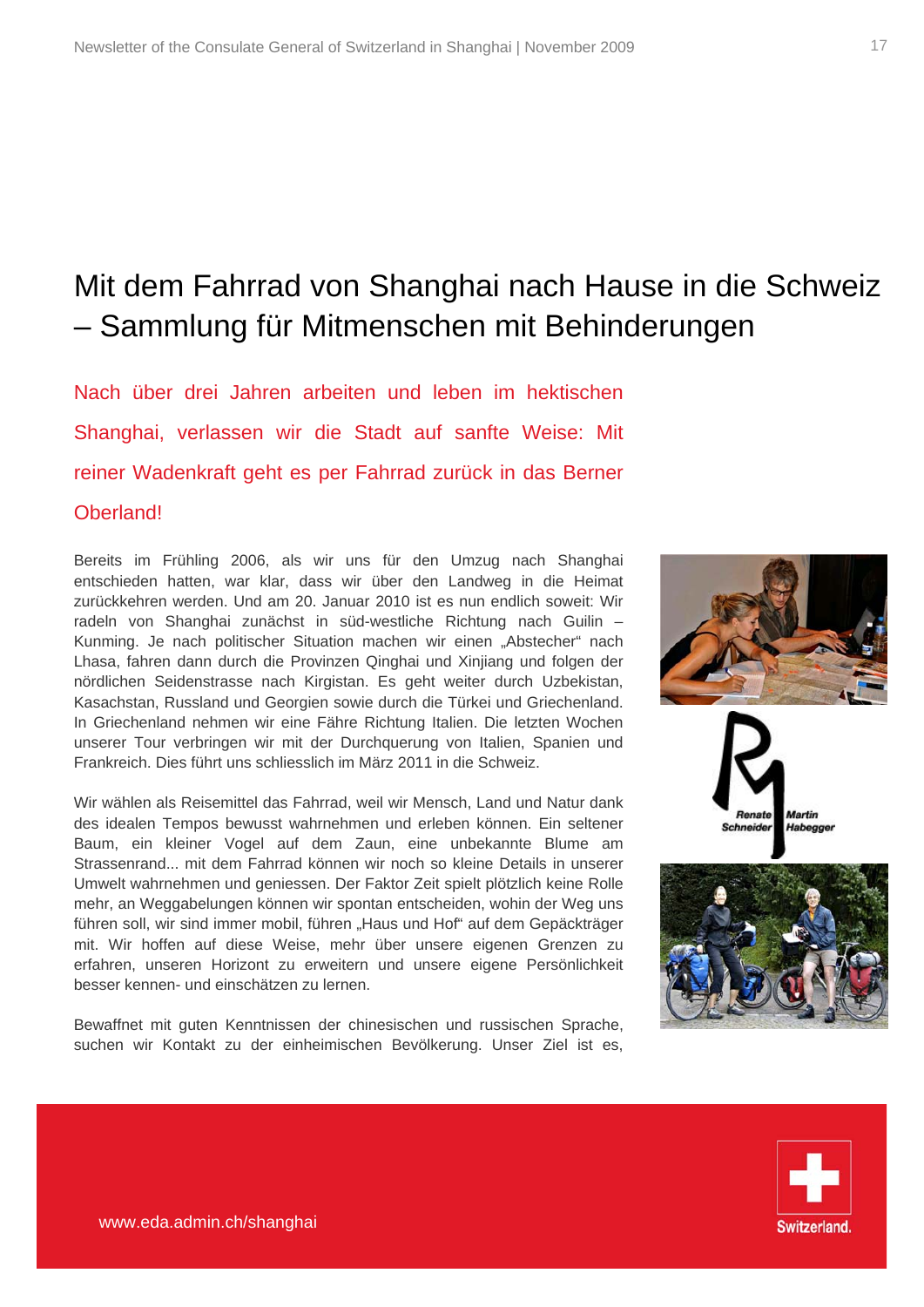# Mit dem Fahrrad von Shanghai nach Hause in die Schweiz – Sammlung für Mitmenschen mit Behinderungen

Nach über drei Jahren arbeiten und leben im hektischen Shanghai, verlassen wir die Stadt auf sanfte Weise: Mit reiner Wadenkraft geht es per Fahrrad zurück in das Berner Oberland!

Bereits im Frühling 2006, als wir uns für den Umzug nach Shanghai entschieden hatten, war klar, dass wir über den Landweg in die Heimat zurückkehren werden. Und am 20. Januar 2010 ist es nun endlich soweit: Wir radeln von Shanghai zunächst in süd-westliche Richtung nach Guilin – Kunming. Je nach politischer Situation machen wir einen „Abstecher" nach Lhasa, fahren dann durch die Provinzen Qinghai und Xinjiang und folgen der nördlichen Seidenstrasse nach Kirgistan. Es geht weiter durch Uzbekistan, Kasachstan, Russland und Georgien sowie durch die Türkei und Griechenland. In Griechenland nehmen wir eine Fähre Richtung Italien. Die letzten Wochen unserer Tour verbringen wir mit der Durchquerung von Italien, Spanien und Frankreich. Dies führt uns schliesslich im März 2011 in die Schweiz.

Wir wählen als Reisemittel das Fahrrad, weil wir Mensch, Land und Natur dank des idealen Tempos bewusst wahrnehmen und erleben können. Ein seltener Baum, ein kleiner Vogel auf dem Zaun, eine unbekannte Blume am Strassenrand... mit dem Fahrrad können wir noch so kleine Details in unserer Umwelt wahrnehmen und geniessen. Der Faktor Zeit spielt plötzlich keine Rolle mehr, an Weggabelungen können wir spontan entscheiden, wohin der Weg uns führen soll, wir sind immer mobil, führen „Haus und Hof" auf dem Gepäckträger mit. Wir hoffen auf diese Weise, mehr über unsere eigenen Grenzen zu erfahren, unseren Horizont zu erweitern und unsere eigene Persönlichkeit besser kennen- und einschätzen zu lernen.

Renate Schneider Martin Habegger

Bewaffnet mit guten Kenntnissen der chinesischen und russischen Sprache, suchen wir Kontakt zu der einheimischen Bevölkerung. Unser Ziel ist es,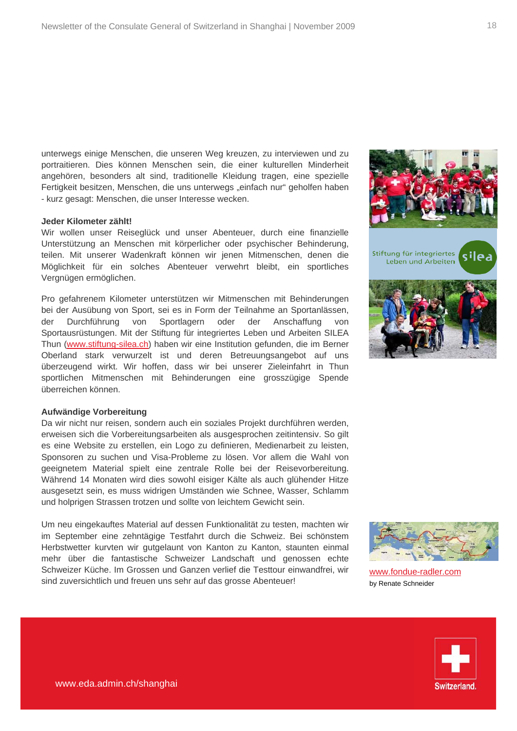unterwegs einige Menschen, die unseren Weg kreuzen, zu interviewen und zu portraitieren. Dies können Menschen sein, die einer kulturellen Minderheit angehören, besonders alt sind, traditionelle Kleidung tragen, eine spezielle Fertigkeit besitzen, Menschen, die uns unterwegs „einfach nur" geholfen haben - kurz gesagt: Menschen, die unser Interesse wecken.

**Jeder Kilometer zählt!**

Wir wollen unser Reiseglück und unser Abenteuer, durch eine finanzielle Unterstützung an Menschen mit körperlicher oder psychischer Behinderung, teilen. Mit unserer Wadenkraft können wir jenen Mitmenschen, denen die Möglichkeit für ein solches Abenteuer verwehrt bleibt, ein sportliches Vergnügen ermöglichen.

Pro gefahrenem Kilometer unterstützen wir Mitmenschen mit Behinderungen bei der Ausübung von Sport, sei es in Form der Teilnahme an Sportanlässen, der Durchführung von Sportlagern oder der Anschaffung von Sportausrüstungen. Mit der Stiftung für integriertes Leben und Arbeiten SILEA Thun (www.stiftung-silea.ch) haben wir eine Institution gefunden, die im Berner Oberland stark verwurzelt ist und deren Betreuungsangebot auf uns überzeugend wirkt. Wir hoffen, dass wir bei unserer Zieleinfahrt in Thun sportlichen Mitmenschen mit Behinderungen eine grosszügige Spende überreichen können.

**Aufwändige Vorbereitung**

Da wir nicht nur reisen, sondern auch ein soziales Projekt durchführen werden, erweisen sich die Vorbereitungsarbeiten als ausgesprochen zeitintensiv. So gilt es eine Website zu erstellen, ein Logo zu definieren, Medienarbeit zu leisten, Sponsoren zu suchen und Visa-Probleme zu lösen. Vor allem die Wahl von geeignetem Material spielt eine zentrale Rolle bei der Reisevorbereitung. Während 14 Monaten wird dies sowohl eisiger Kälte als auch glühender Hitze ausgesetzt sein, es muss widrigen Umständen wie Schnee, Wasser, Schlamm und holprigen Strassen trotzen und sollte von leichtem Gewicht sein.

Um neu eingekauftes Material auf dessen Funktionalität zu testen, machten wir im September eine zehntägige Testfahrt durch die Schweiz. Bei schönstem Herbstwetter kurvten wir gutgelaunt von Kanton zu Kanton, staunten einmal mehr über die fantastische Schweizer Landschaft und genossen echte Schweizer Küche. Im Grossen und Ganzen verlief die Testtour einwandfrei, wir sind zuversichtlich und freuen uns sehr auf das grosse Abenteuer!

Stiftung für integriertes Leben und Arbeiten silea

www.fondue-radler.com
by Renate Schneider

www.eda.admin.ch/shanghai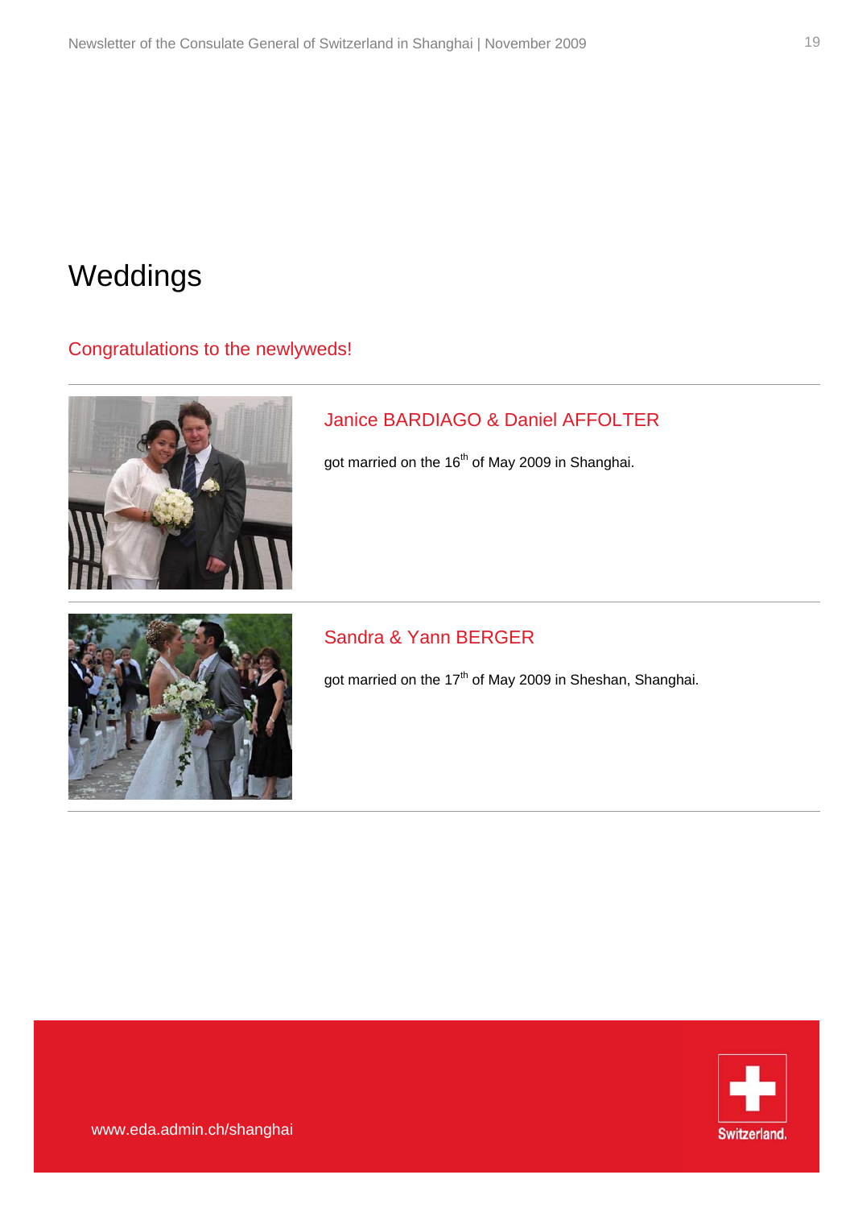# Weddings

## Congratulations to the newlyweds!

### Janice BARDIAGO & Daniel AFFOLTER

got married on the 16th of May 2009 in Shanghai.

### Sandra & Yann BERGER

got married on the 17th of May 2009 in Sheshan, Shanghai.

www.eda.admin.ch/shanghai

Switzerland.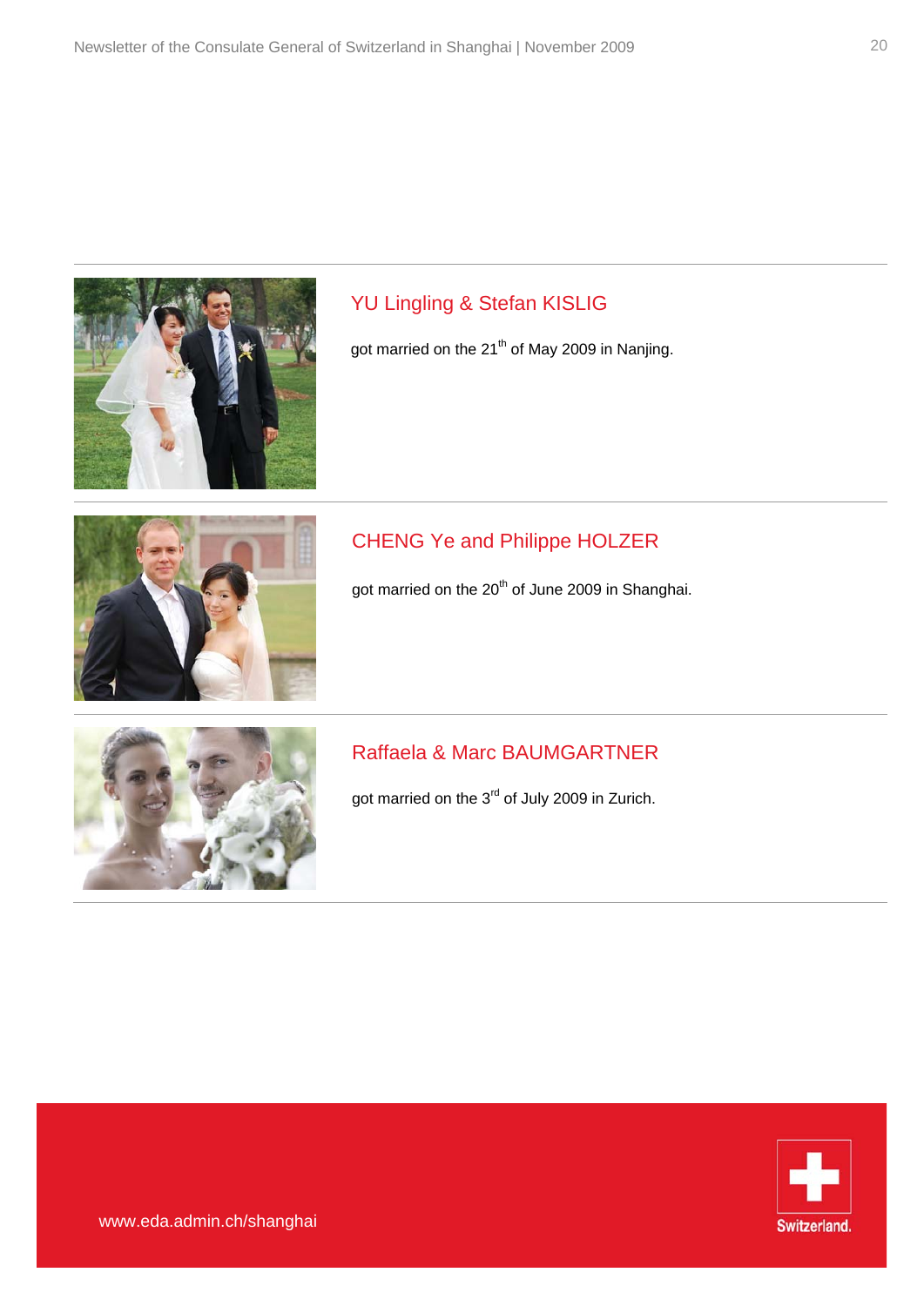## YU Lingling & Stefan KISLIG

got married on the 21st of May 2009 in Nanjing.

## CHENG Ye and Philippe HOLZER

got married on the 20th of June 2009 in Shanghai.

## Raffaela & Marc BAUMGARTNER

got married on the 3rd of July 2009 in Zurich.

www.eda.admin.ch/shanghai

Switzerland.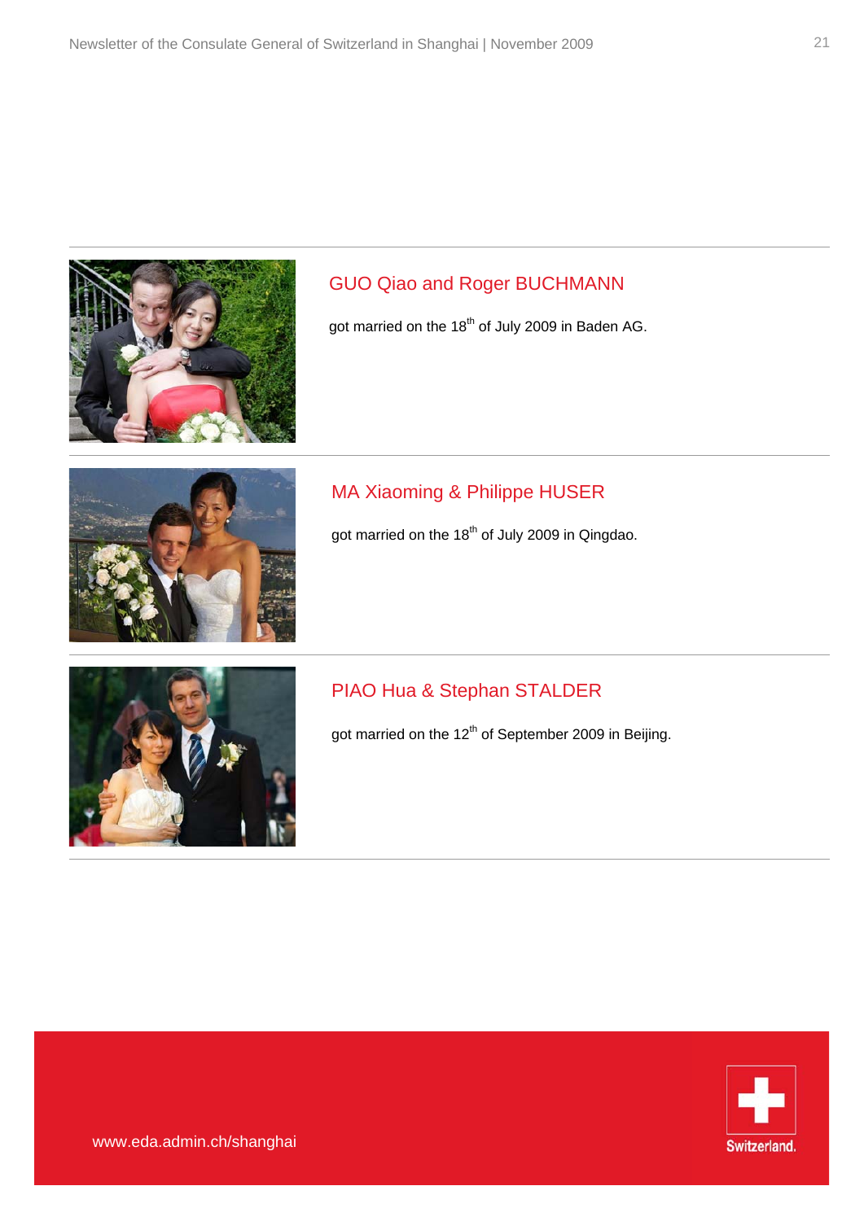## GUO Qiao and Roger BUCHMANN

got married on the 18th of July 2009 in Baden AG.

## MA Xiaoming & Philippe HUSER

got married on the 18th of July 2009 in Qingdao.

## PIAO Hua & Stephan STALDER

got married on the 12th of September 2009 in Beijing.

www.eda.admin.ch/shanghai

Switzerland.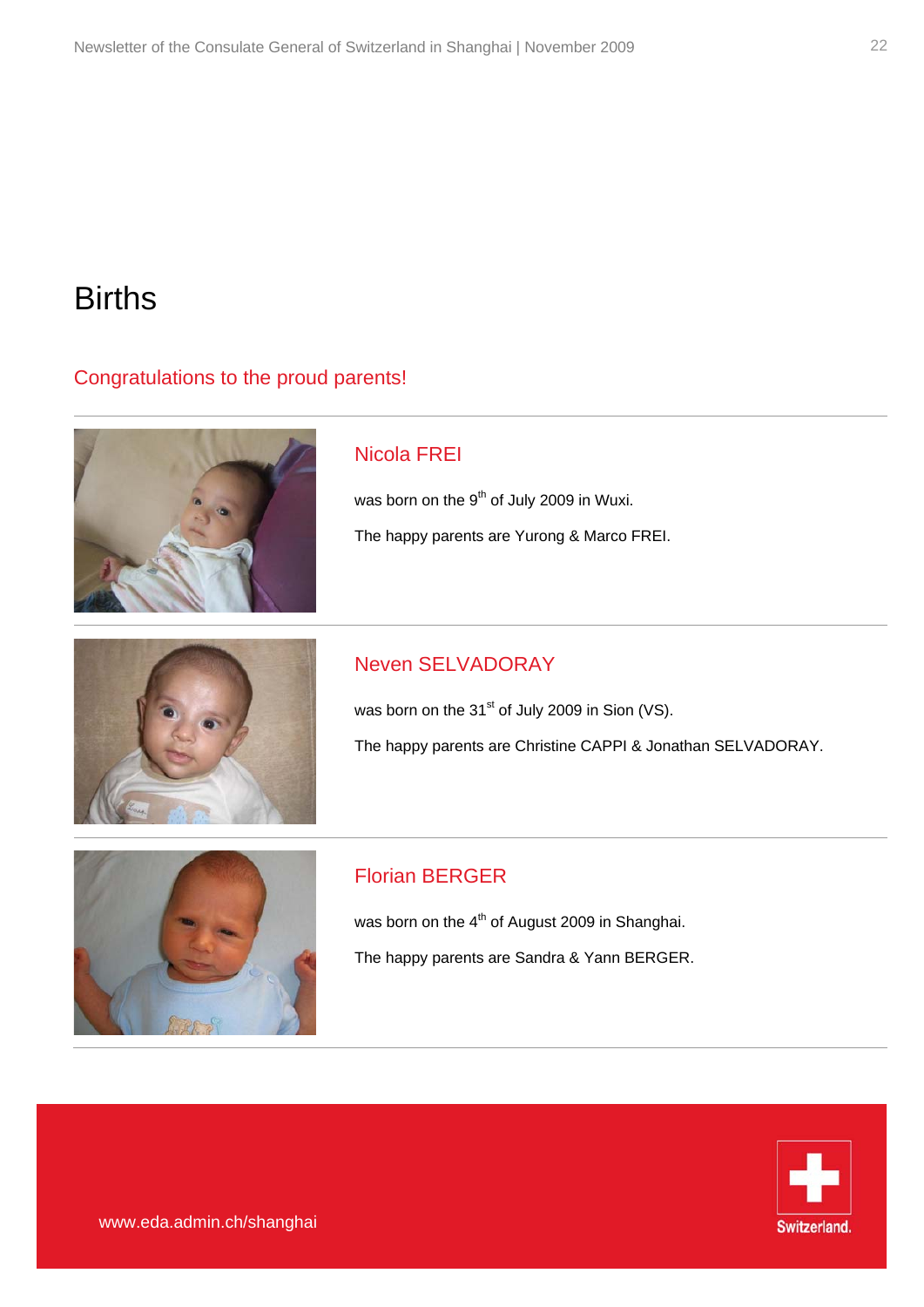# Births

## Congratulations to the proud parents!

---

### Nicola FREI

was born on the 9th of July 2009 in Wuxi.

The happy parents are Yurong & Marco FREI.

---

### Neven SELVADORAY

was born on the 31st of July 2009 in Sion (VS).

The happy parents are Christine CAPPI & Jonathan SELVADORAY.

---

### Florian BERGER

was born on the 4th of August 2009 in Shanghai.

The happy parents are Sandra & Yann BERGER.

---

www.eda.admin.ch/shanghai

Switzerland.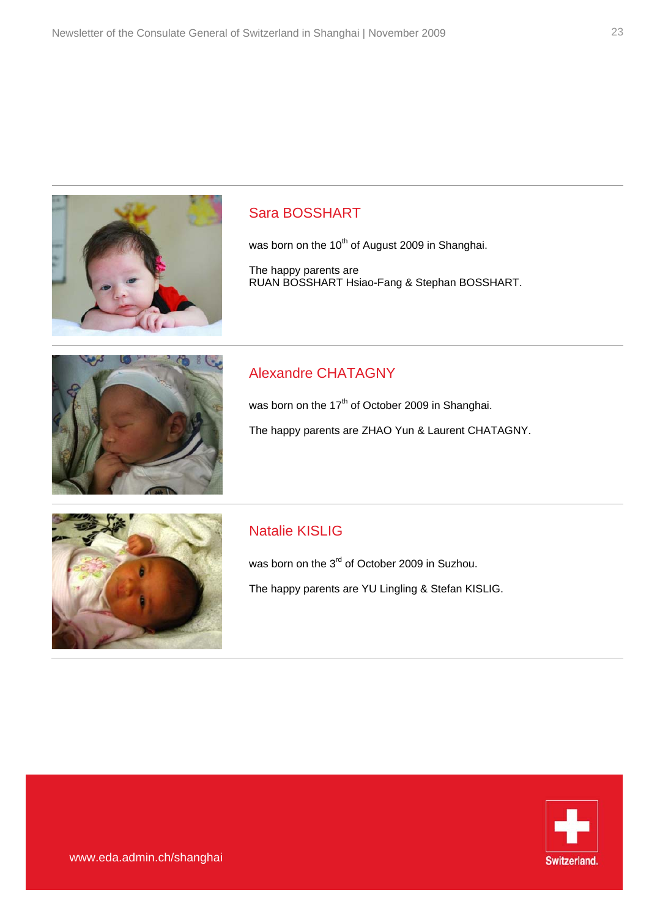## Sara BOSSHART

was born on the 10th of August 2009 in Shanghai.

The happy parents are
RUAN BOSSHART Hsiao-Fang & Stephan BOSSHART.

## Alexandre CHATAGNY

was born on the 17th of October 2009 in Shanghai.

The happy parents are ZHAO Yun & Laurent CHATAGNY.

## Natalie KISLIG

was born on the 3rd of October 2009 in Suzhou.

The happy parents are YU Lingling & Stefan KISLIG.

www.eda.admin.ch/shanghai

Switzerland.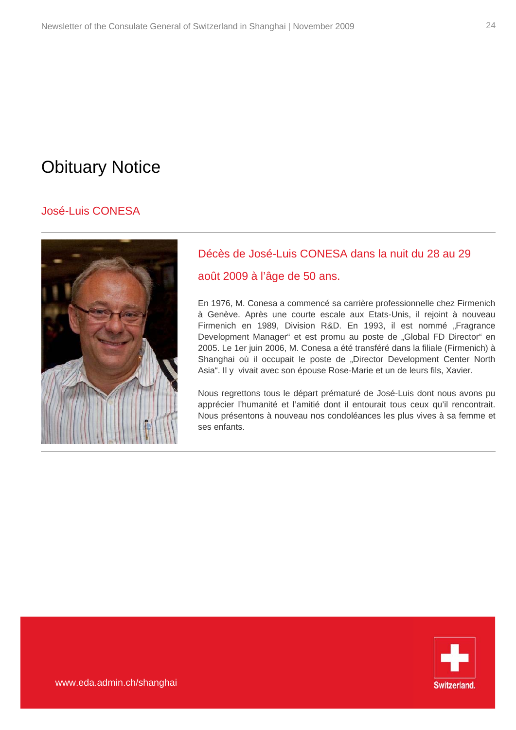# Obituary Notice

## José-Luis CONESA

### Décès de José-Luis CONESA dans la nuit du 28 au 29 août 2009 à l'âge de 50 ans.

En 1976, M. Conesa a commencé sa carrière professionnelle chez Firmenich à Genève. Après une courte escale aux Etats-Unis, il rejoint à nouveau Firmenich en 1989, Division R&D. En 1993, il est nommé „Fragrance Development Manager" et est promu au poste de „Global FD Director" en 2005. Le 1er juin 2006, M. Conesa a été transféré dans la filiale (Firmenich) à Shanghai où il occupait le poste de „Director Development Center North Asia". Il y vivait avec son épouse Rose-Marie et un de leurs fils, Xavier.

Nous regrettons tous le départ prématuré de José-Luis dont nous avons pu apprécier l'humanité et l'amitié dont il entourait tous ceux qu'il rencontrait. Nous présentons à nouveau nos condoléances les plus vives à sa femme et ses enfants.

www.eda.admin.ch/shanghai

Switzerland.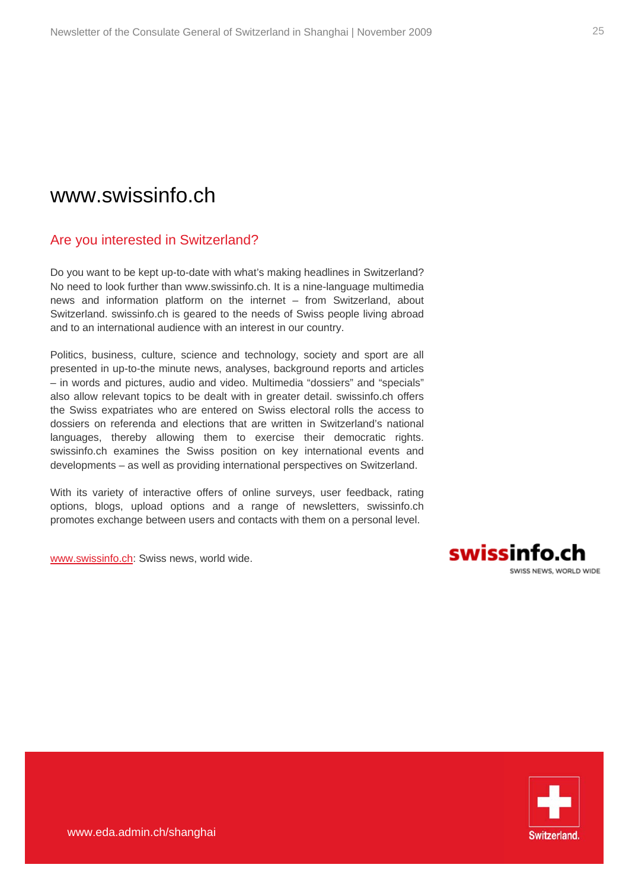# www.swissinfo.ch

## Are you interested in Switzerland?

Do you want to be kept up-to-date with what's making headlines in Switzerland? No need to look further than www.swissinfo.ch. It is a nine-language multimedia news and information platform on the internet – from Switzerland, about Switzerland. swissinfo.ch is geared to the needs of Swiss people living abroad and to an international audience with an interest in our country.

Politics, business, culture, science and technology, society and sport are all presented in up-to-the minute news, analyses, background reports and articles – in words and pictures, audio and video. Multimedia "dossiers" and "specials" also allow relevant topics to be dealt with in greater detail. swissinfo.ch offers the Swiss expatriates who are entered on Swiss electoral rolls the access to dossiers on referenda and elections that are written in Switzerland's national languages, thereby allowing them to exercise their democratic rights. swissinfo.ch examines the Swiss position on key international events and developments – as well as providing international perspectives on Switzerland.

With its variety of interactive offers of online surveys, user feedback, rating options, blogs, upload options and a range of newsletters, swissinfo.ch promotes exchange between users and contacts with them on a personal level.

www.swissinfo.ch: Swiss news, world wide.

swissinfo.ch
SWISS NEWS, WORLD WIDE

www.eda.admin.ch/shanghai

Switzerland.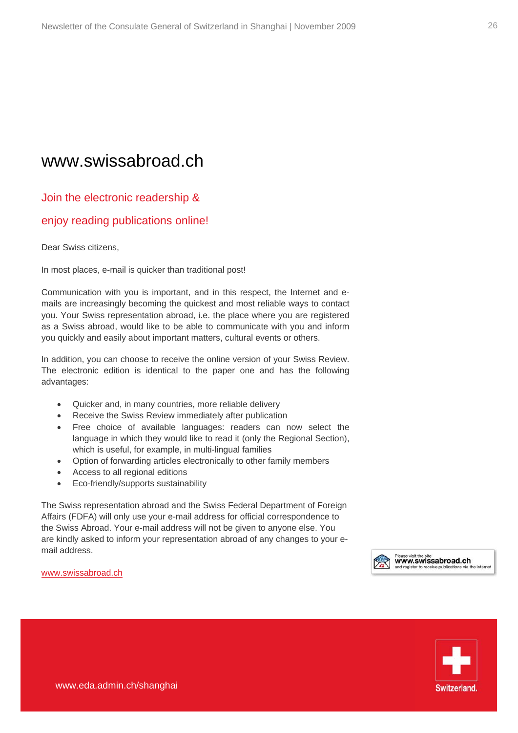# www.swissabroad.ch

## Join the electronic readership & enjoy reading publications online!

Dear Swiss citizens,

In most places, e-mail is quicker than traditional post!

Communication with you is important, and in this respect, the Internet and e-mails are increasingly becoming the quickest and most reliable ways to contact you. Your Swiss representation abroad, i.e. the place where you are registered as a Swiss abroad, would like to be able to communicate with you and inform you quickly and easily about important matters, cultural events or others.

In addition, you can choose to receive the online version of your Swiss Review. The electronic edition is identical to the paper one and has the following advantages:

- Quicker and, in many countries, more reliable delivery
- Receive the Swiss Review immediately after publication
- Free choice of available languages: readers can now select the language in which they would like to read it (only the Regional Section), which is useful, for example, in multi-lingual families
- Option of forwarding articles electronically to other family members
- Access to all regional editions
- Eco-friendly/supports sustainability

The Swiss representation abroad and the Swiss Federal Department of Foreign Affairs (FDFA) will only use your e-mail address for official correspondence to the Swiss Abroad. Your e-mail address will not be given to anyone else. You are kindly asked to inform your representation abroad of any changes to your e-mail address.

www.swissabroad.ch

Please visit the site **www.swissabroad.ch** and register to receive publications via the internet

www.eda.admin.ch/shanghai

Switzerland.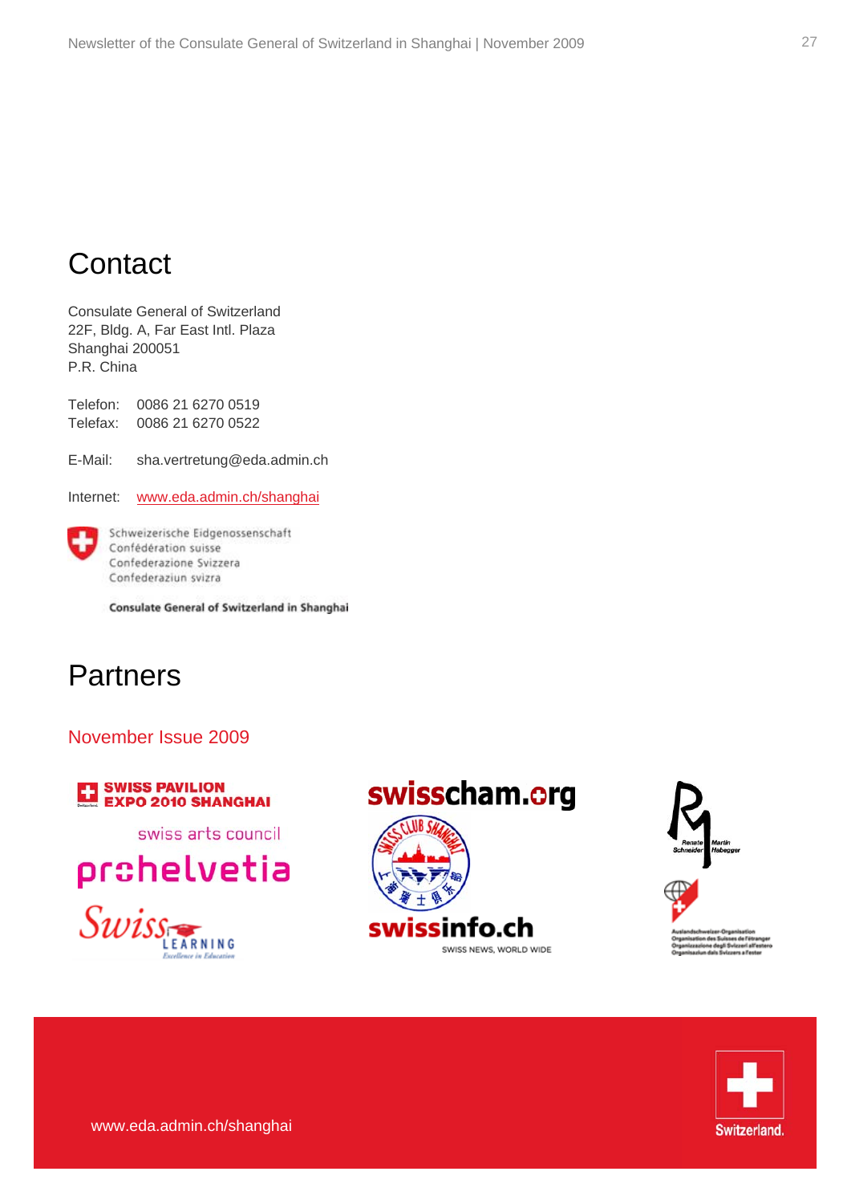# Contact

Consulate General of Switzerland
22F, Bldg. A, Far East Intl. Plaza
Shanghai 200051
P.R. China

Telefon: 0086 21 6270 0519
Telefax: 0086 21 6270 0522

E-Mail: sha.vertretung@eda.admin.ch

Internet: www.eda.admin.ch/shanghai

Schweizerische Eidgenossenschaft
Confédération suisse
Confederazione Svizzera
Confederaziun svizra

**Consulate General of Switzerland in Shanghai**

# Partners

November Issue 2009

SWISS PAVILION
EXPO 2010 SHANGHAI

swiss arts council
prohelvetia

Swiss LEARNING
Excellence in Education

swisscham.org

SWISS CLUB SHANGHAI
上海瑞士俱乐部

swissinfo.ch
SWISS NEWS, WORLD WIDE

Renate Schneider Martin Habegger

Auslandschweizer-Organisation
Organisation des Suisses de l'étranger
Organizzazione degli Svizzeri all'estero
Organisaziun dals Svizzers a l'exteri

www.eda.admin.ch/shanghai

Switzerland.